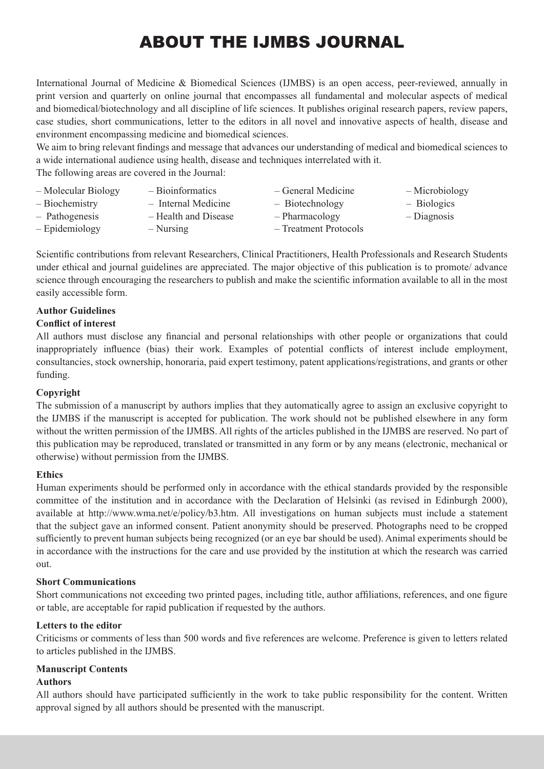# ABOUT THE IJMBS JOURNAL

International Journal of Medicine & Biomedical Sciences (IJMBS) is an open access, peer-reviewed, annually in print version and quarterly on online journal that encompasses all fundamental and molecular aspects of medical and biomedical/biotechnology and all discipline of life sciences. It publishes original research papers, review papers, case studies, short communications, letter to the editors in all novel and innovative aspects of health, disease and environment encompassing medicine and biomedical sciences.

We aim to bring relevant findings and message that advances our understanding of medical and biomedical sciences to a wide international audience using health, disease and techniques interrelated with it.

The following areas are covered in the Journal:

- Molecular Biology
- Biochemistry
- Pathogenesis
- Epidemiology
- Bioinformatics
- Internal Medicine
- Health and Disease
- Nursing
- General Medicine
- Biotechnology
- Pharmacology
- Treatment Protocols
- Microbiology
- Biologics
- Diagnosis

Scientific contributions from relevant Researchers, Clinical Practitioners, Health Professionals and Research Students under ethical and journal guidelines are appreciated. The major objective of this publication is to promote/ advance science through encouraging the researchers to publish and make the scientific information available to all in the most easily accessible form.

**Author Guidelines**

**Conflict of interest**

All authors must disclose any financial and personal relationships with other people or organizations that could inappropriately influence (bias) their work. Examples of potential conflicts of interest include employment, consultancies, stock ownership, honoraria, paid expert testimony, patent applications/registrations, and grants or other funding.

**Copyright**

The submission of a manuscript by authors implies that they automatically agree to assign an exclusive copyright to the IJMBS if the manuscript is accepted for publication. The work should not be published elsewhere in any form without the written permission of the IJMBS. All rights of the articles published in the IJMBS are reserved. No part of this publication may be reproduced, translated or transmitted in any form or by any means (electronic, mechanical or otherwise) without permission from the IJMBS.

**Ethics**

Human experiments should be performed only in accordance with the ethical standards provided by the responsible committee of the institution and in accordance with the Declaration of Helsinki (as revised in Edinburgh 2000), available at http://www.wma.net/e/policy/b3.htm. All investigations on human subjects must include a statement that the subject gave an informed consent. Patient anonymity should be preserved. Photographs need to be cropped sufficiently to prevent human subjects being recognized (or an eye bar should be used). Animal experiments should be in accordance with the instructions for the care and use provided by the institution at which the research was carried out.

**Short Communications**

Short communications not exceeding two printed pages, including title, author affiliations, references, and one figure or table, are acceptable for rapid publication if requested by the authors.

**Letters to the editor**

Criticisms or comments of less than 500 words and five references are welcome. Preference is given to letters related to articles published in the IJMBS.

**Manuscript Contents**

**Authors**

All authors should have participated sufficiently in the work to take public responsibility for the content. Written approval signed by all authors should be presented with the manuscript.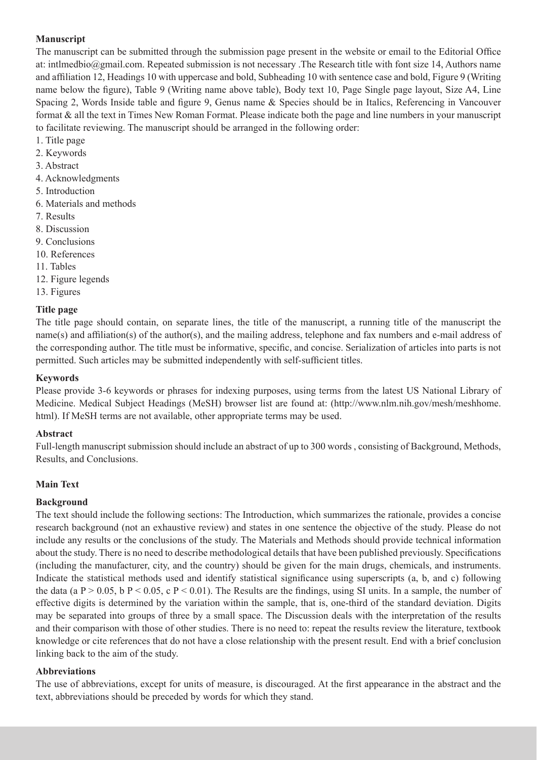**Manuscript**

The manuscript can be submitted through the submission page present in the website or email to the Editorial Office at: intlmedbio@gmail.com. Repeated submission is not necessary .The Research title with font size 14, Authors name and affiliation 12, Headings 10 with uppercase and bold, Subheading 10 with sentence case and bold, Figure 9 (Writing name below the figure), Table 9 (Writing name above table), Body text 10, Page Single page layout, Size A4, Line Spacing 2, Words Inside table and figure 9, Genus name & Species should be in Italics, Referencing in Vancouver format & all the text in Times New Roman Format. Please indicate both the page and line numbers in your manuscript to facilitate reviewing. The manuscript should be arranged in the following order:

1. Title page
2. Keywords
3. Abstract
4. Acknowledgments
5. Introduction
6. Materials and methods
7. Results
8. Discussion
9. Conclusions
10. References
11. Tables
12. Figure legends
13. Figures

**Title page**

The title page should contain, on separate lines, the title of the manuscript, a running title of the manuscript the name(s) and affiliation(s) of the author(s), and the mailing address, telephone and fax numbers and e-mail address of the corresponding author. The title must be informative, specific, and concise. Serialization of articles into parts is not permitted. Such articles may be submitted independently with self-sufficient titles.

**Keywords**

Please provide 3-6 keywords or phrases for indexing purposes, using terms from the latest US National Library of Medicine. Medical Subject Headings (MeSH) browser list are found at: (http://www.nlm.nih.gov/mesh/meshhome.html). If MeSH terms are not available, other appropriate terms may be used.

**Abstract**

Full-length manuscript submission should include an abstract of up to 300 words , consisting of Background, Methods, Results, and Conclusions.

**Main Text**

**Background**

The text should include the following sections: The Introduction, which summarizes the rationale, provides a concise research background (not an exhaustive review) and states in one sentence the objective of the study. Please do not include any results or the conclusions of the study. The Materials and Methods should provide technical information about the study. There is no need to describe methodological details that have been published previously. Specifications (including the manufacturer, city, and the country) should be given for the main drugs, chemicals, and instruments. Indicate the statistical methods used and identify statistical significance using superscripts (a, b, and c) following the data (a $P > 0.05$, b $P < 0.05$, c $P < 0.01$). The Results are the findings, using SI units. In a sample, the number of effective digits is determined by the variation within the sample, that is, one-third of the standard deviation. Digits may be separated into groups of three by a small space. The Discussion deals with the interpretation of the results and their comparison with those of other studies. There is no need to: repeat the results review the literature, textbook knowledge or cite references that do not have a close relationship with the present result. End with a brief conclusion linking back to the aim of the study.

**Abbreviations**

The use of abbreviations, except for units of measure, is discouraged. At the first appearance in the abstract and the text, abbreviations should be preceded by words for which they stand.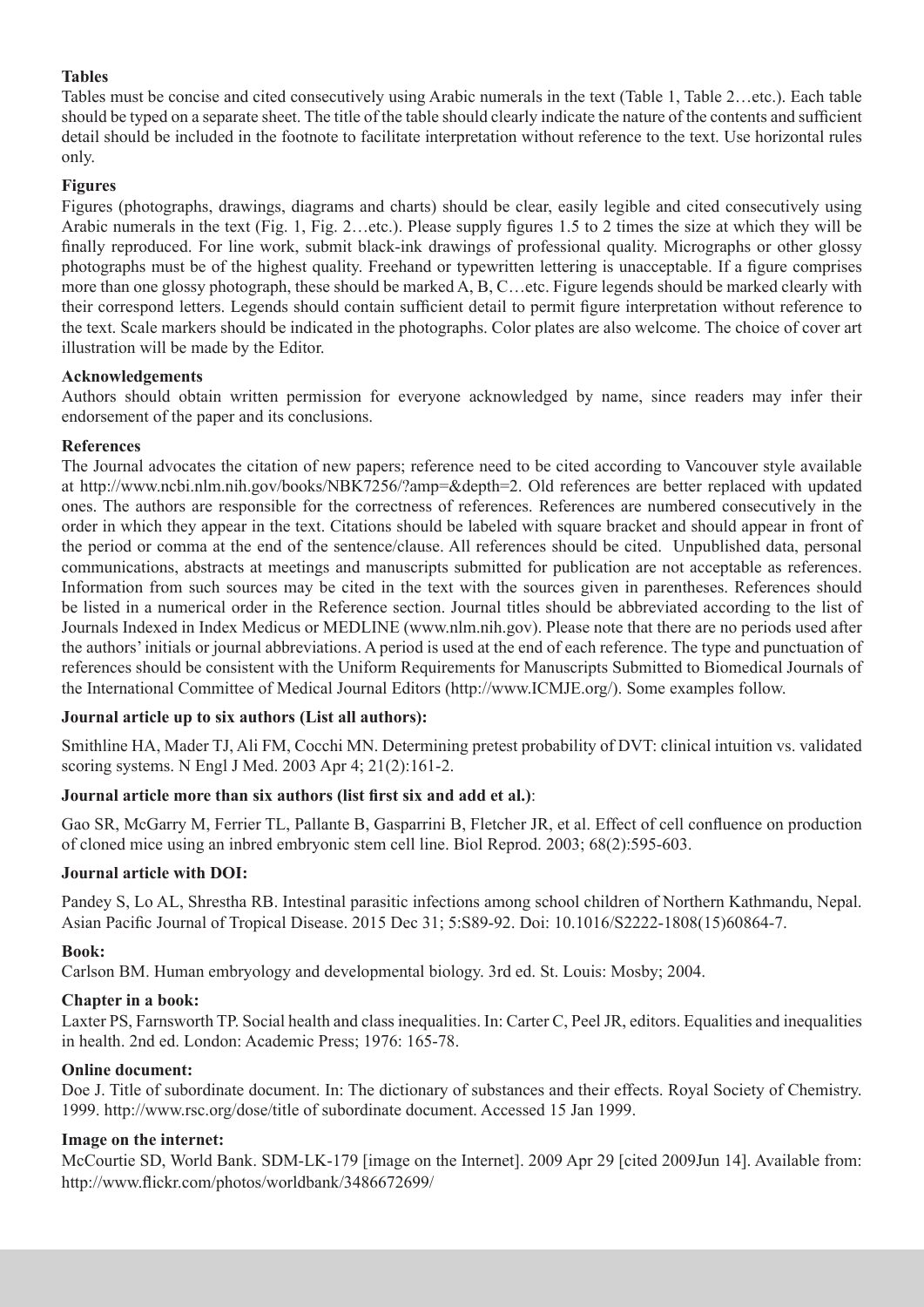**Tables**

Tables must be concise and cited consecutively using Arabic numerals in the text (Table 1, Table 2…etc.). Each table should be typed on a separate sheet. The title of the table should clearly indicate the nature of the contents and sufficient detail should be included in the footnote to facilitate interpretation without reference to the text. Use horizontal rules only.

**Figures**

Figures (photographs, drawings, diagrams and charts) should be clear, easily legible and cited consecutively using Arabic numerals in the text (Fig. 1, Fig. 2…etc.). Please supply figures 1.5 to 2 times the size at which they will be finally reproduced. For line work, submit black-ink drawings of professional quality. Micrographs or other glossy photographs must be of the highest quality. Freehand or typewritten lettering is unacceptable. If a figure comprises more than one glossy photograph, these should be marked A, B, C…etc. Figure legends should be marked clearly with their correspond letters. Legends should contain sufficient detail to permit figure interpretation without reference to the text. Scale markers should be indicated in the photographs. Color plates are also welcome. The choice of cover art illustration will be made by the Editor.

**Acknowledgements**

Authors should obtain written permission for everyone acknowledged by name, since readers may infer their endorsement of the paper and its conclusions.

**References**

The Journal advocates the citation of new papers; reference need to be cited according to Vancouver style available at http://www.ncbi.nlm.nih.gov/books/NBK7256/?amp=&depth=2. Old references are better replaced with updated ones. The authors are responsible for the correctness of references. References are numbered consecutively in the order in which they appear in the text. Citations should be labeled with square bracket and should appear in front of the period or comma at the end of the sentence/clause. All references should be cited. Unpublished data, personal communications, abstracts at meetings and manuscripts submitted for publication are not acceptable as references. Information from such sources may be cited in the text with the sources given in parentheses. References should be listed in a numerical order in the Reference section. Journal titles should be abbreviated according to the list of Journals Indexed in Index Medicus or MEDLINE (www.nlm.nih.gov). Please note that there are no periods used after the authors' initials or journal abbreviations. A period is used at the end of each reference. The type and punctuation of references should be consistent with the Uniform Requirements for Manuscripts Submitted to Biomedical Journals of the International Committee of Medical Journal Editors (http://www.ICMJE.org/). Some examples follow.

**Journal article up to six authors (List all authors):**

Smithline HA, Mader TJ, Ali FM, Cocchi MN. Determining pretest probability of DVT: clinical intuition vs. validated scoring systems. N Engl J Med. 2003 Apr 4; 21(2):161-2.

**Journal article more than six authors (list first six and add et al.)**:

Gao SR, McGarry M, Ferrier TL, Pallante B, Gasparrini B, Fletcher JR, et al. Effect of cell confluence on production of cloned mice using an inbred embryonic stem cell line. Biol Reprod. 2003; 68(2):595-603.

**Journal article with DOI:**

Pandey S, Lo AL, Shrestha RB. Intestinal parasitic infections among school children of Northern Kathmandu, Nepal. Asian Pacific Journal of Tropical Disease. 2015 Dec 31; 5:S89-92. Doi: 10.1016/S2222-1808(15)60864-7.

**Book:**

Carlson BM. Human embryology and developmental biology. 3rd ed. St. Louis: Mosby; 2004.

**Chapter in a book:**

Laxter PS, Farnsworth TP. Social health and class inequalities. In: Carter C, Peel JR, editors. Equalities and inequalities in health. 2nd ed. London: Academic Press; 1976: 165-78.

**Online document:**

Doe J. Title of subordinate document. In: The dictionary of substances and their effects. Royal Society of Chemistry. 1999. http://www.rsc.org/dose/title of subordinate document. Accessed 15 Jan 1999.

**Image on the internet:**

McCourtie SD, World Bank. SDM-LK-179 [image on the Internet]. 2009 Apr 29 [cited 2009Jun 14]. Available from: http://www.flickr.com/photos/worldbank/3486672699/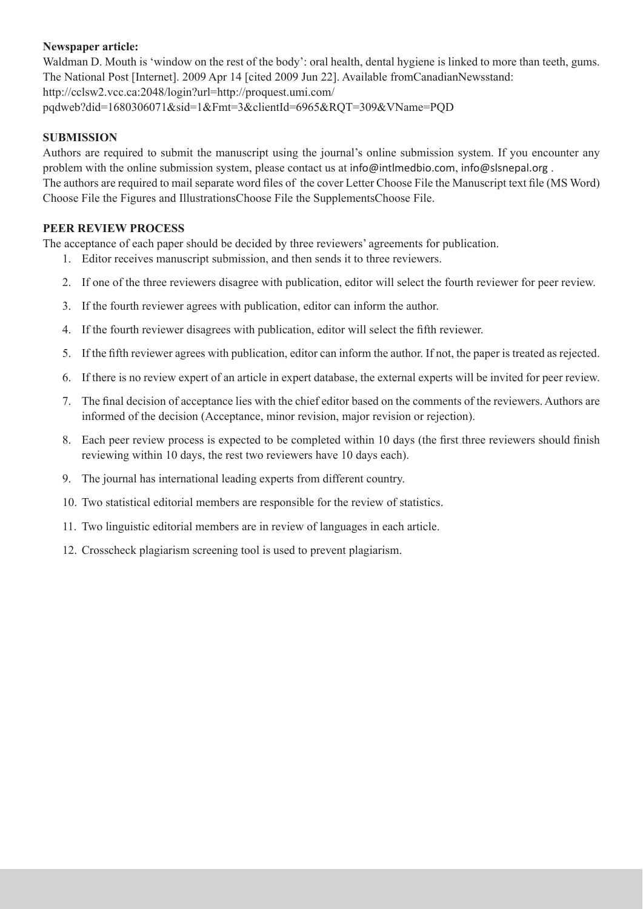**Newspaper article:**

Waldman D. Mouth is 'window on the rest of the body': oral health, dental hygiene is linked to more than teeth, gums. The National Post [Internet]. 2009 Apr 14 [cited 2009 Jun 22]. Available fromCanadianNewsstand: http://cclsw2.vcc.ca:2048/login?url=http://proquest.umi.com/pqdweb?did=1680306071&sid=1&Fmt=3&clientId=6965&RQT=309&VName=PQD

**SUBMISSION**

Authors are required to submit the manuscript using the journal's online submission system. If you encounter any problem with the online submission system, please contact us at info@intlmedbio.com, info@slsnepal.org .
The authors are required to mail separate word files of the cover Letter Choose File the Manuscript text file (MS Word) Choose File the Figures and IllustrationsChoose File the SupplementsChoose File.

**PEER REVIEW PROCESS**

The acceptance of each paper should be decided by three reviewers' agreements for publication.

1. Editor receives manuscript submission, and then sends it to three reviewers.
2. If one of the three reviewers disagree with publication, editor will select the fourth reviewer for peer review.
3. If the fourth reviewer agrees with publication, editor can inform the author.
4. If the fourth reviewer disagrees with publication, editor will select the fifth reviewer.
5. If the fifth reviewer agrees with publication, editor can inform the author. If not, the paper is treated as rejected.
6. If there is no review expert of an article in expert database, the external experts will be invited for peer review.
7. The final decision of acceptance lies with the chief editor based on the comments of the reviewers. Authors are informed of the decision (Acceptance, minor revision, major revision or rejection).
8. Each peer review process is expected to be completed within 10 days (the first three reviewers should finish reviewing within 10 days, the rest two reviewers have 10 days each).
9. The journal has international leading experts from different country.
10. Two statistical editorial members are responsible for the review of statistics.
11. Two linguistic editorial members are in review of languages in each article.
12. Crosscheck plagiarism screening tool is used to prevent plagiarism.